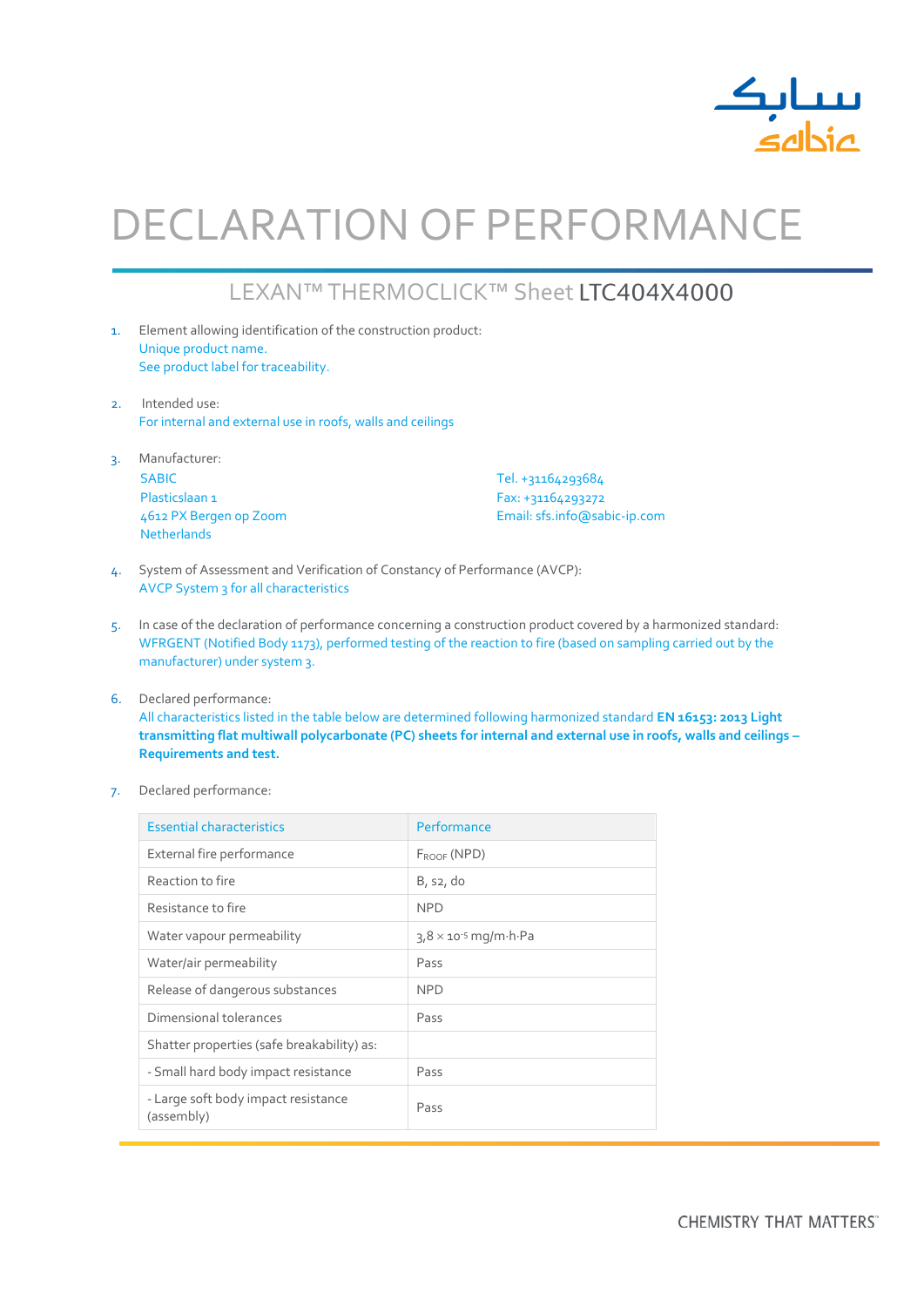# DECLARATION OF PERFORMANCE

## LEXAN™ THERMOCLICK™ Sheet LTC404X4000

1. Element allowing identification of the construction product:
   Unique product name.
   See product label for traceability.

2. Intended use:
   For internal and external use in roofs, walls and ceilings

3. Manufacturer:
   SABIC
   Plasticslaan 1
   4612 PX Bergen op Zoom
   Netherlands

   Tel. +31164293684
   Fax: +31164293272
   Email: sfs.info@sabic-ip.com

4. System of Assessment and Verification of Constancy of Performance (AVCP):
   AVCP System 3 for all characteristics

5. In case of the declaration of performance concerning a construction product covered by a harmonized standard:
   WFRGENT (Notified Body 1173), performed testing of the reaction to fire (based on sampling carried out by the manufacturer) under system 3.

6. Declared performance:
   All characteristics listed in the table below are determined following harmonized standard **EN 16153: 2013 Light transmitting flat multiwall polycarbonate (PC) sheets for internal and external use in roofs, walls and ceilings – Requirements and test.**

7. Declared performance:

| Essential characteristics | Performance |
|---|---|
| External fire performance | $F_{ROOF}$ (NPD) |
| Reaction to fire | B, s2, d0 |
| Resistance to fire | NPD |
| Water vapour permeability | $3{,}8 \times 10^{-5}$ mg/m·h·Pa |
| Water/air permeability | Pass |
| Release of dangerous substances | NPD |
| Dimensional tolerances | Pass |
| Shatter properties (safe breakability) as: | |
| - Small hard body impact resistance | Pass |
| - Large soft body impact resistance (assembly) | Pass |

CHEMISTRY THAT MATTERS™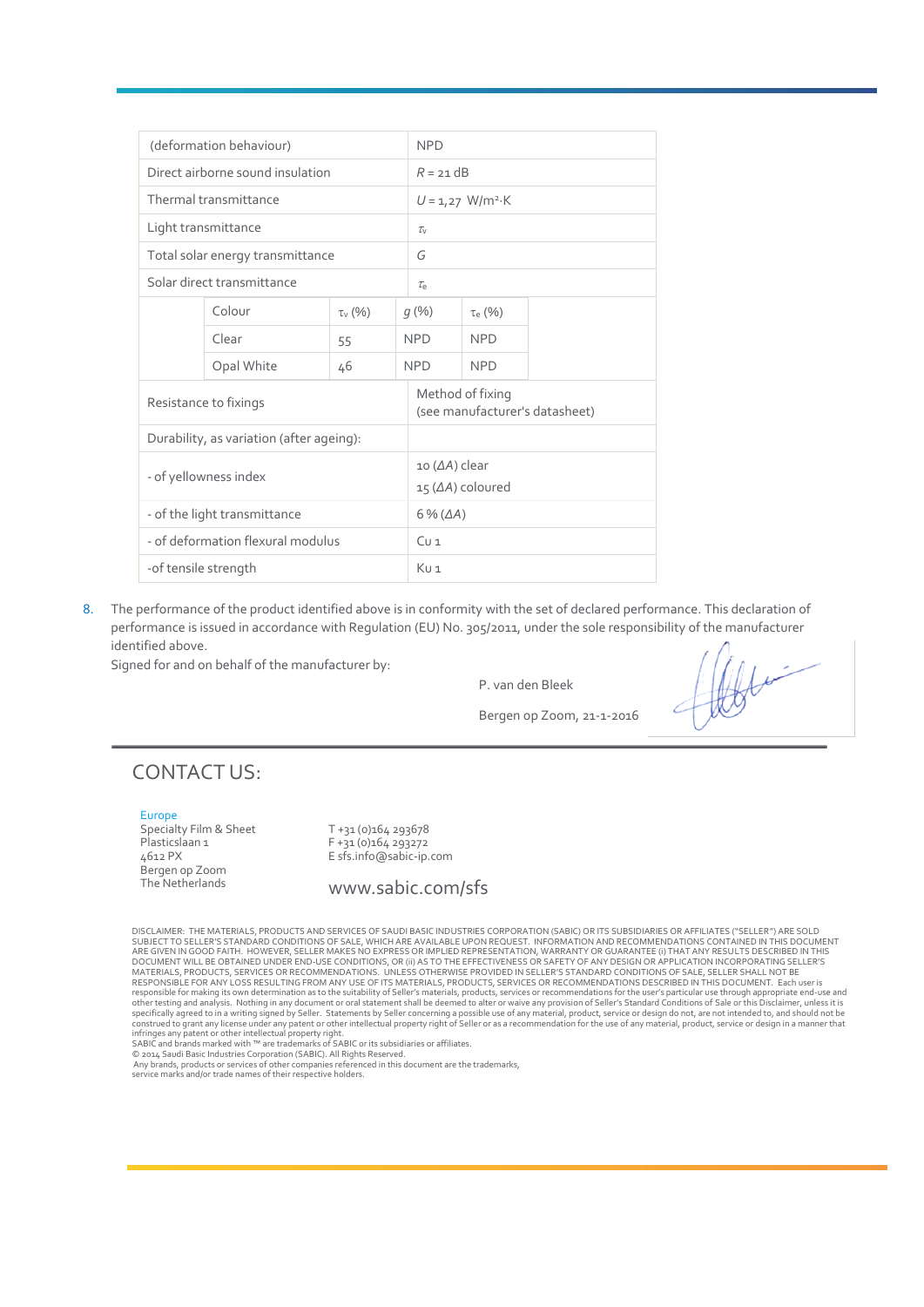| | |
|---|---|
| (deformation behaviour) | NPD |
| Direct airborne sound insulation | $R$ = 21 dB |
| Thermal transmittance | $U$ = 1,27 W/m²·K |
| Light transmittance | $\tau_v$ |
| Total solar energy transmittance | $G$ |
| Solar direct transmittance | $\tau_e$ |

| | Colour | $\tau_v$ (%) | $g$ (%) | $\tau_e$ (%) |
|---|---|---|---|---|
| | Clear | 55 | NPD | NPD |
| | Opal White | 46 | NPD | NPD |

| | |
|---|---|
| Resistance to fixings | Method of fixing (see manufacturer's datasheet) |
| Durability, as variation (after ageing): | |
| - of yellowness index | 10 ($\Delta A$) clear<br>15 ($\Delta A$) coloured |
| - of the light transmittance | 6 % ($\Delta A$) |
| - of deformation flexural modulus | Cu 1 |
| -of tensile strength | Ku 1 |

8. The performance of the product identified above is in conformity with the set of declared performance. This declaration of performance is issued in accordance with Regulation (EU) No. 305/2011, under the sole responsibility of the manufacturer identified above.

Signed for and on behalf of the manufacturer by:

P. van den Bleek

Bergen op Zoom, 21-1-2016

## CONTACT US:

Europe
Specialty Film & Sheet
Plasticslaan 1
4612 PX
Bergen op Zoom
The Netherlands

T +31 (0)164 293678
F +31 (0)164 293272
E sfs.info@sabic-ip.com

www.sabic.com/sfs

DISCLAIMER: THE MATERIALS, PRODUCTS AND SERVICES OF SAUDI BASIC INDUSTRIES CORPORATION (SABIC) OR ITS SUBSIDIARIES OR AFFILIATES ("SELLER") ARE SOLD SUBJECT TO SELLER'S STANDARD CONDITIONS OF SALE, WHICH ARE AVAILABLE UPON REQUEST. INFORMATION AND RECOMMENDATIONS CONTAINED IN THIS DOCUMENT ARE GIVEN IN GOOD FAITH. HOWEVER, SELLER MAKES NO EXPRESS OR IMPLIED REPRESENTATION, WARRANTY OR GUARANTEE (i) THAT ANY RESULTS DESCRIBED IN THIS DOCUMENT WILL BE OBTAINED UNDER END-USE CONDITIONS, OR (ii) AS TO THE EFFECTIVENESS OR SAFETY OF ANY DESIGN OR APPLICATION INCORPORATING SELLER'S MATERIALS, PRODUCTS, SERVICES OR RECOMMENDATIONS. UNLESS OTHERWISE PROVIDED IN SELLER'S STANDARD CONDITIONS OF SALE, SELLER SHALL NOT BE RESPONSIBLE FOR ANY LOSS RESULTING FROM ANY USE OF ITS MATERIALS, PRODUCTS, SERVICES OR RECOMMENDATIONS DESCRIBED IN THIS DOCUMENT. Each user is responsible for making its own determination as to the suitability of Seller's materials, products, services or recommendations for the user's particular use through appropriate end-use and other testing and analysis. Nothing in any document or oral statement shall be deemed to alter or waive any provision of Seller's Standard Conditions of Sale or this Disclaimer, unless it is specifically agreed to in a writing signed by Seller. Statements by Seller concerning a possible use of any material, product, service or design do not, are not intended to, and should not be construed to grant any license under any patent or other intellectual property right of Seller or as a recommendation for the use of any material, product, service or design in a manner that infringes any patent or other intellectual property right.
SABIC and brands marked with ™ are trademarks of SABIC or its subsidiaries or affiliates.
© 2014 Saudi Basic Industries Corporation (SABIC). All Rights Reserved.
Any brands, products or services of other companies referenced in this document are the trademarks, service marks and/or trade names of their respective holders.